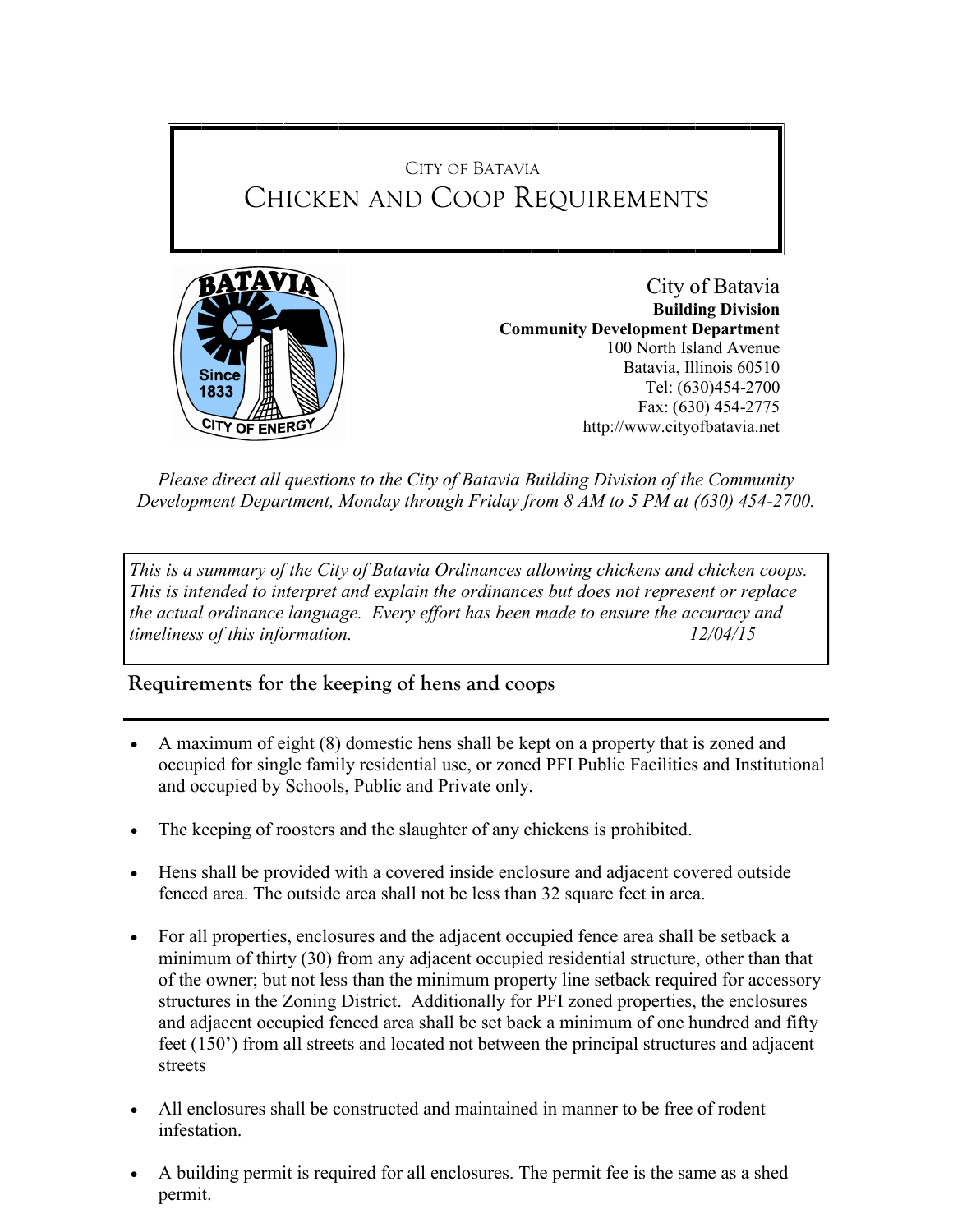CITY OF BATAVIA

# CHICKEN AND COOP REQUIREMENTS

City of Batavia
**Building Division**
**Community Development Department**
100 North Island Avenue
Batavia, Illinois 60510
Tel: (630)454-2700
Fax: (630) 454-2775
http://www.cityofbatavia.net

*Please direct all questions to the City of Batavia Building Division of the Community Development Department, Monday through Friday from 8 AM to 5 PM at (630) 454-2700.*

*This is a summary of the City of Batavia Ordinances allowing chickens and chicken coops. This is intended to interpret and explain the ordinances but does not represent or replace the actual ordinance language. Every effort has been made to ensure the accuracy and timeliness of this information.* *12/04/15*

## Requirements for the keeping of hens and coops

- A maximum of eight (8) domestic hens shall be kept on a property that is zoned and occupied for single family residential use, or zoned PFI Public Facilities and Institutional and occupied by Schools, Public and Private only.

- The keeping of roosters and the slaughter of any chickens is prohibited.

- Hens shall be provided with a covered inside enclosure and adjacent covered outside fenced area. The outside area shall not be less than 32 square feet in area.

- For all properties, enclosures and the adjacent occupied fence area shall be setback a minimum of thirty (30) from any adjacent occupied residential structure, other than that of the owner; but not less than the minimum property line setback required for accessory structures in the Zoning District. Additionally for PFI zoned properties, the enclosures and adjacent occupied fenced area shall be set back a minimum of one hundred and fifty feet (150') from all streets and located not between the principal structures and adjacent streets

- All enclosures shall be constructed and maintained in manner to be free of rodent infestation.

- A building permit is required for all enclosures. The permit fee is the same as a shed permit.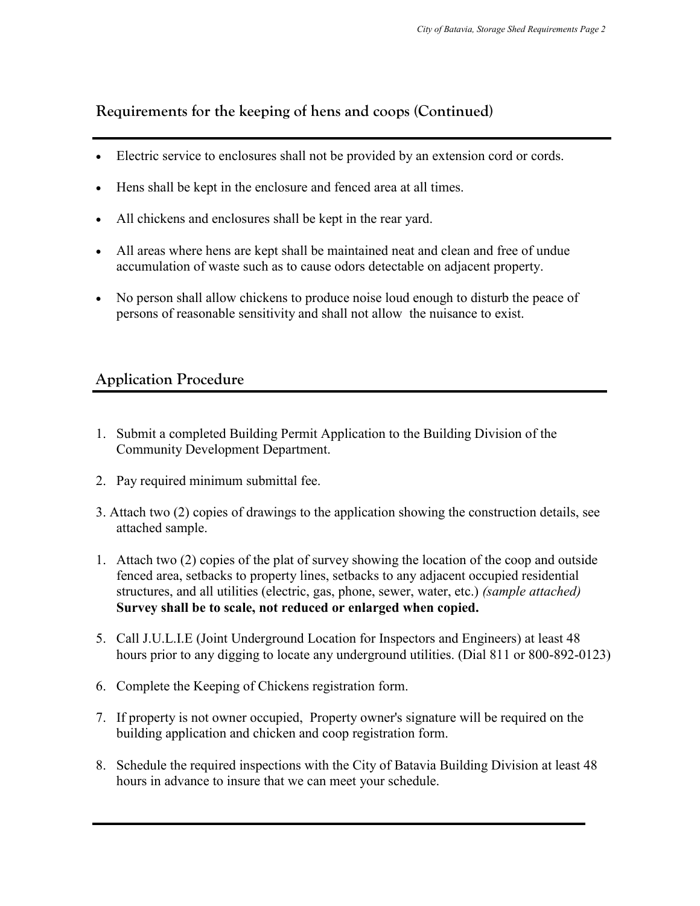## Requirements for the keeping of hens and coops (Continued)

- Electric service to enclosures shall not be provided by an extension cord or cords.
- Hens shall be kept in the enclosure and fenced area at all times.
- All chickens and enclosures shall be kept in the rear yard.
- All areas where hens are kept shall be maintained neat and clean and free of undue accumulation of waste such as to cause odors detectable on adjacent property.
- No person shall allow chickens to produce noise loud enough to disturb the peace of persons of reasonable sensitivity and shall not allow the nuisance to exist.

## Application Procedure

1. Submit a completed Building Permit Application to the Building Division of the Community Development Department.

2. Pay required minimum submittal fee.

3. Attach two (2) copies of drawings to the application showing the construction details, see attached sample.

1. Attach two (2) copies of the plat of survey showing the location of the coop and outside fenced area, setbacks to property lines, setbacks to any adjacent occupied residential structures, and all utilities (electric, gas, phone, sewer, water, etc.) *(sample attached)* **Survey shall be to scale, not reduced or enlarged when copied.**

5. Call J.U.L.I.E (Joint Underground Location for Inspectors and Engineers) at least 48 hours prior to any digging to locate any underground utilities. (Dial 811 or 800-892-0123)

6. Complete the Keeping of Chickens registration form.

7. If property is not owner occupied, Property owner's signature will be required on the building application and chicken and coop registration form.

8. Schedule the required inspections with the City of Batavia Building Division at least 48 hours in advance to insure that we can meet your schedule.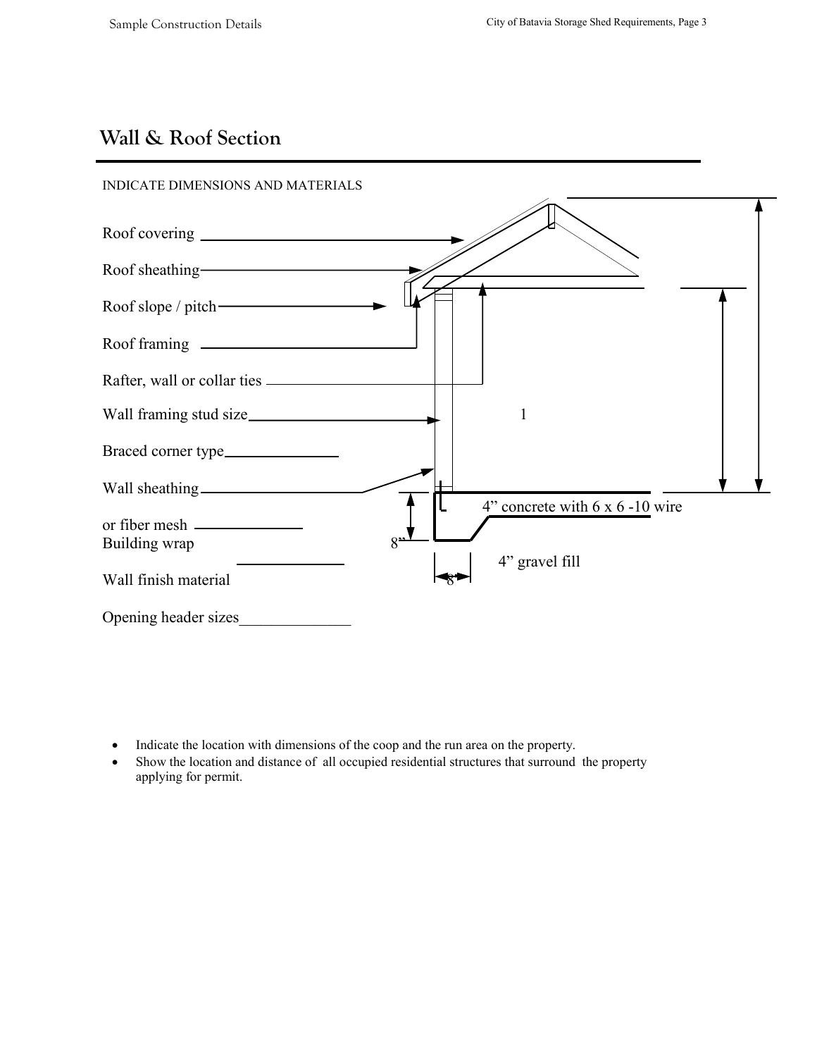## Wall & Roof Section

INDICATE DIMENSIONS AND MATERIALS

Roof covering ______________________

Roof sheathing______________________

Roof slope / pitch______________________

Roof framing ______________________

Rafter, wall or collar ties ______________________

Wall framing stud size______________________

Braced corner type______________

Wall sheathing______________________

or fiber mesh ______________

Building wrap

______________

Wall finish material

Opening header sizes______________

1

4" concrete with 6 x 6 -10 wire

8"

4" gravel fill

8"

- Indicate the location with dimensions of the coop and the run area on the property.
- Show the location and distance of all occupied residential structures that surround the property applying for permit.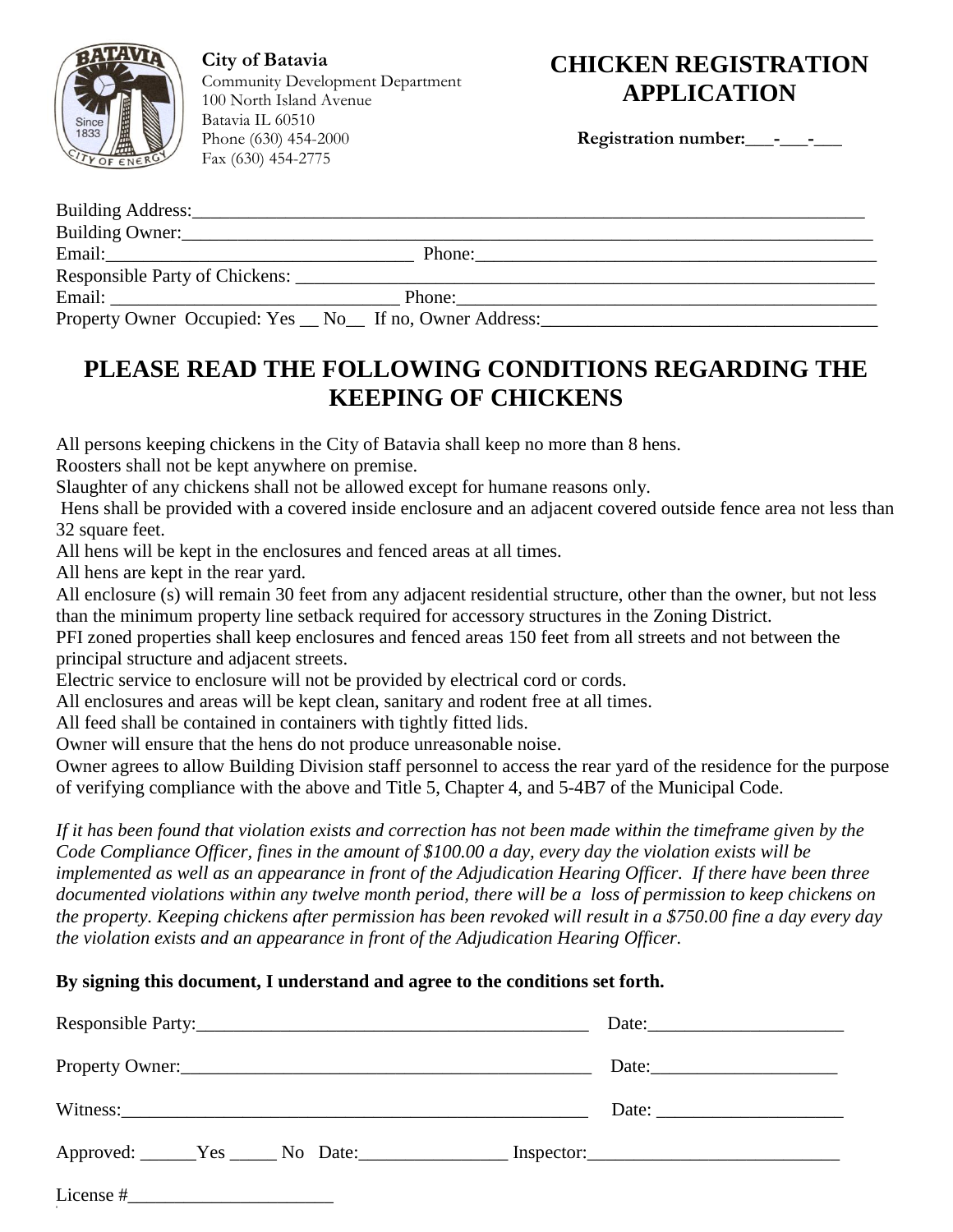**City of Batavia**
Community Development Department
100 North Island Avenue
Batavia IL 60510
Phone (630) 454-2000
Fax (630) 454-2775

# CHICKEN REGISTRATION APPLICATION

**Registration number:\_\_\_-\_\_\_-\_\_\_**

Building Address:\_\_\_\_\_\_\_\_\_\_\_\_\_\_\_\_\_\_\_\_\_\_\_\_\_\_\_\_\_\_\_\_\_\_\_\_\_\_\_\_\_\_\_\_\_\_\_\_\_\_\_\_\_\_\_\_\_\_\_\_\_\_\_\_\_\_\_\_\_\_
Building Owner:\_\_\_\_\_\_\_\_\_\_\_\_\_\_\_\_\_\_\_\_\_\_\_\_\_\_\_\_\_\_\_\_\_\_\_\_\_\_\_\_\_\_\_\_\_\_\_\_\_\_\_\_\_\_\_\_\_\_\_\_\_\_\_\_\_\_\_\_\_\_\_
Email:\_\_\_\_\_\_\_\_\_\_\_\_\_\_\_\_\_\_\_\_\_\_\_\_\_\_\_\_\_\_\_\_\_\_ Phone:\_\_\_\_\_\_\_\_\_\_\_\_\_\_\_\_\_\_\_\_\_\_\_\_\_\_\_\_\_\_\_\_\_\_\_\_\_\_\_\_\_\_\_\_
Responsible Party of Chickens: \_\_\_\_\_\_\_\_\_\_\_\_\_\_\_\_\_\_\_\_\_\_\_\_\_\_\_\_\_\_\_\_\_\_\_\_\_\_\_\_\_\_\_\_\_\_\_\_\_\_\_\_\_\_\_\_\_\_\_\_\_
Email: \_\_\_\_\_\_\_\_\_\_\_\_\_\_\_\_\_\_\_\_\_\_\_\_\_\_\_\_\_\_\_\_ Phone:\_\_\_\_\_\_\_\_\_\_\_\_\_\_\_\_\_\_\_\_\_\_\_\_\_\_\_\_\_\_\_\_\_\_\_\_\_\_\_\_\_\_\_\_\_
Property Owner Occupied: Yes \_\_ No\_\_ If no, Owner Address:\_\_\_\_\_\_\_\_\_\_\_\_\_\_\_\_\_\_\_\_\_\_\_\_\_\_\_\_\_\_\_\_\_\_\_\_\_\_

## PLEASE READ THE FOLLOWING CONDITIONS REGARDING THE KEEPING OF CHICKENS

All persons keeping chickens in the City of Batavia shall keep no more than 8 hens.
Roosters shall not be kept anywhere on premise.
Slaughter of any chickens shall not be allowed except for humane reasons only.
Hens shall be provided with a covered inside enclosure and an adjacent covered outside fence area not less than 32 square feet.
All hens will be kept in the enclosures and fenced areas at all times.
All hens are kept in the rear yard.
All enclosure (s) will remain 30 feet from any adjacent residential structure, other than the owner, but not less than the minimum property line setback required for accessory structures in the Zoning District.
PFI zoned properties shall keep enclosures and fenced areas 150 feet from all streets and not between the principal structure and adjacent streets.
Electric service to enclosure will not be provided by electrical cord or cords.
All enclosures and areas will be kept clean, sanitary and rodent free at all times.
All feed shall be contained in containers with tightly fitted lids.
Owner will ensure that the hens do not produce unreasonable noise.
Owner agrees to allow Building Division staff personnel to access the rear yard of the residence for the purpose of verifying compliance with the above and Title 5, Chapter 4, and 5-4B7 of the Municipal Code.

*If it has been found that violation exists and correction has not been made within the timeframe given by the Code Compliance Officer, fines in the amount of $100.00 a day, every day the violation exists will be implemented as well as an appearance in front of the Adjudication Hearing Officer. If there have been three documented violations within any twelve month period, there will be a loss of permission to keep chickens on the property. Keeping chickens after permission has been revoked will result in a $750.00 fine a day every day the violation exists and an appearance in front of the Adjudication Hearing Officer.*

**By signing this document, I understand and agree to the conditions set forth.**

Responsible Party:\_\_\_\_\_\_\_\_\_\_\_\_\_\_\_\_\_\_\_\_\_\_\_\_\_\_\_\_\_\_\_\_\_\_\_\_\_\_\_\_\_\_\_ Date:\_\_\_\_\_\_\_\_\_\_\_\_\_\_\_\_\_\_\_\_\_

Property Owner:\_\_\_\_\_\_\_\_\_\_\_\_\_\_\_\_\_\_\_\_\_\_\_\_\_\_\_\_\_\_\_\_\_\_\_\_\_\_\_\_\_\_\_\_\_ Date:\_\_\_\_\_\_\_\_\_\_\_\_\_\_\_\_\_\_\_\_

Witness:\_\_\_\_\_\_\_\_\_\_\_\_\_\_\_\_\_\_\_\_\_\_\_\_\_\_\_\_\_\_\_\_\_\_\_\_\_\_\_\_\_\_\_\_\_\_\_\_\_\_\_\_ Date: \_\_\_\_\_\_\_\_\_\_\_\_\_\_\_\_\_\_\_\_

Approved: \_\_\_\_\_\_Yes \_\_\_\_\_ No Date:\_\_\_\_\_\_\_\_\_\_\_\_\_\_\_\_ Inspector:\_\_\_\_\_\_\_\_\_\_\_\_\_\_\_\_\_\_\_\_\_\_\_\_\_\_\_

License #\_\_\_\_\_\_\_\_\_\_\_\_\_\_\_\_\_\_\_\_\_\_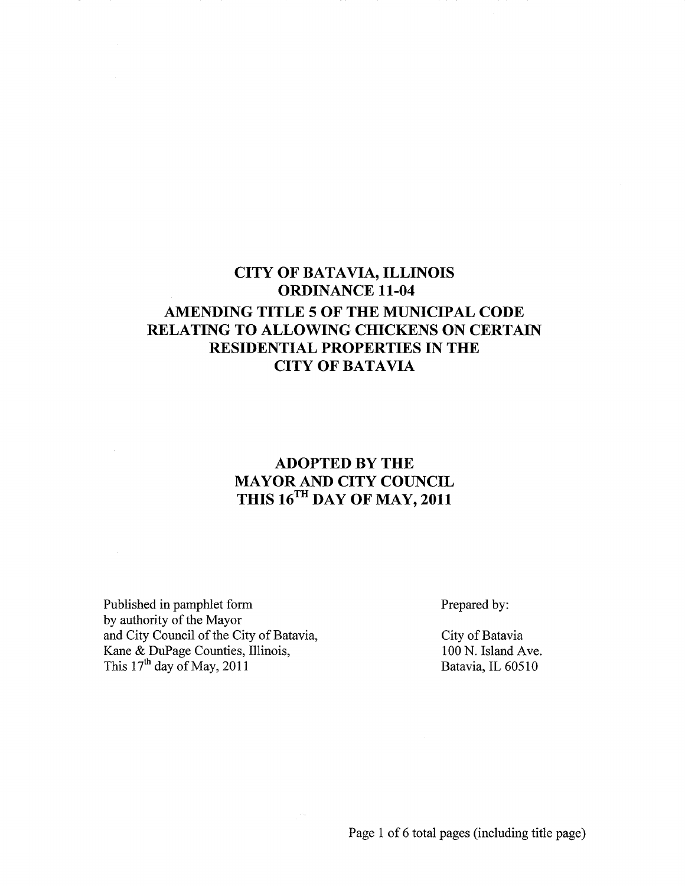# CITY OF BATAVIA, ILLINOIS
# ORDINANCE 11-04
# AMENDING TITLE 5 OF THE MUNICIPAL CODE RELATING TO ALLOWING CHICKENS ON CERTAIN RESIDENTIAL PROPERTIES IN THE CITY OF BATAVIA

## ADOPTED BY THE MAYOR AND CITY COUNCIL THIS 16TH DAY OF MAY, 2011

Published in pamphlet form
by authority of the Mayor
and City Council of the City of Batavia,
Kane & DuPage Counties, Illinois,
This 17th day of May, 2011

Prepared by:

City of Batavia
100 N. Island Ave.
Batavia, IL 60510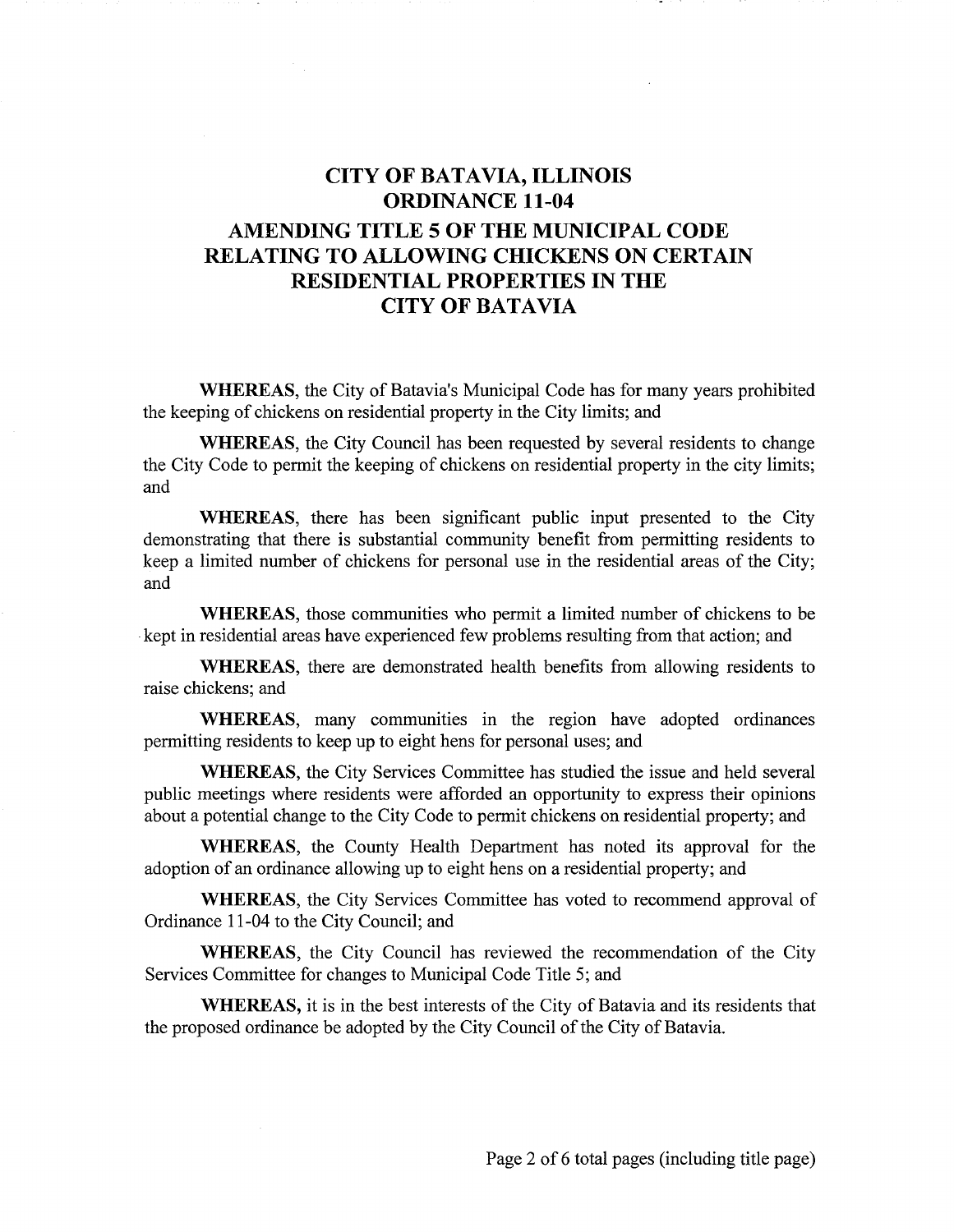# CITY OF BATAVIA, ILLINOIS
# ORDINANCE 11-04
## AMENDING TITLE 5 OF THE MUNICIPAL CODE RELATING TO ALLOWING CHICKENS ON CERTAIN RESIDENTIAL PROPERTIES IN THE CITY OF BATAVIA

**WHEREAS**, the City of Batavia's Municipal Code has for many years prohibited the keeping of chickens on residential property in the City limits; and

**WHEREAS**, the City Council has been requested by several residents to change the City Code to permit the keeping of chickens on residential property in the city limits; and

**WHEREAS**, there has been significant public input presented to the City demonstrating that there is substantial community benefit from permitting residents to keep a limited number of chickens for personal use in the residential areas of the City; and

**WHEREAS**, those communities who permit a limited number of chickens to be kept in residential areas have experienced few problems resulting from that action; and

**WHEREAS**, there are demonstrated health benefits from allowing residents to raise chickens; and

**WHEREAS**, many communities in the region have adopted ordinances permitting residents to keep up to eight hens for personal uses; and

**WHEREAS**, the City Services Committee has studied the issue and held several public meetings where residents were afforded an opportunity to express their opinions about a potential change to the City Code to permit chickens on residential property; and

**WHEREAS**, the County Health Department has noted its approval for the adoption of an ordinance allowing up to eight hens on a residential property; and

**WHEREAS**, the City Services Committee has voted to recommend approval of Ordinance 11-04 to the City Council; and

**WHEREAS**, the City Council has reviewed the recommendation of the City Services Committee for changes to Municipal Code Title 5; and

**WHEREAS,** it is in the best interests of the City of Batavia and its residents that the proposed ordinance be adopted by the City Council of the City of Batavia.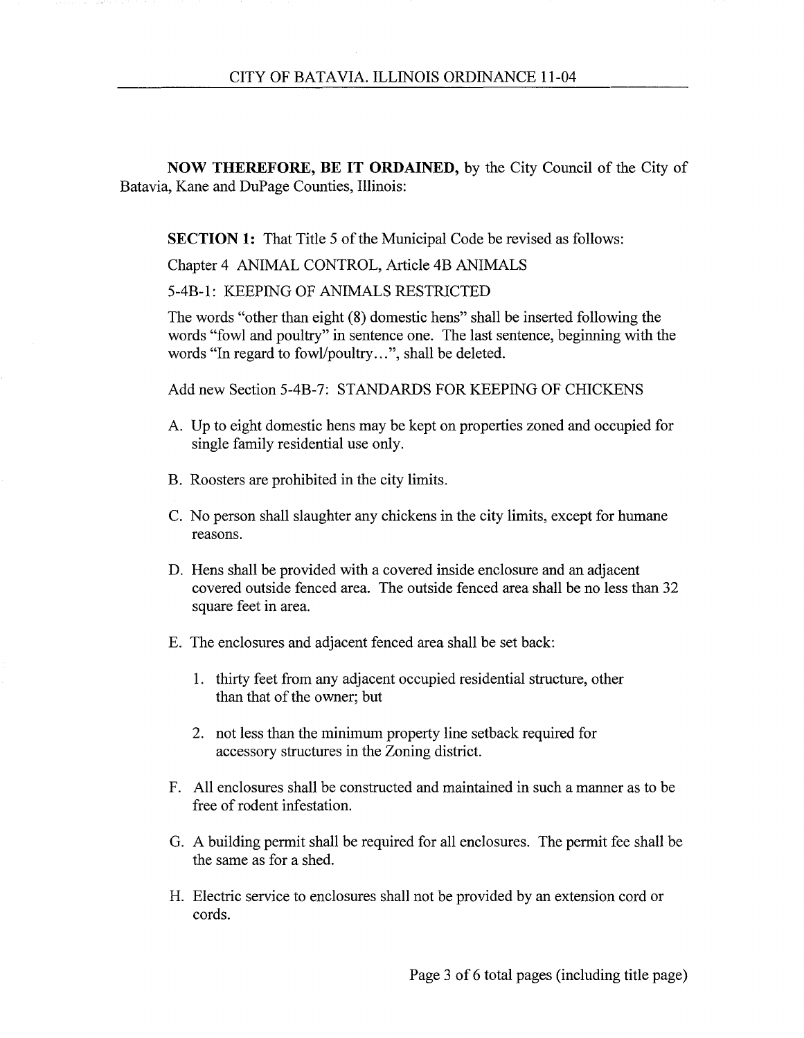**NOW THEREFORE, BE IT ORDAINED,** by the City Council of the City of Batavia, Kane and DuPage Counties, Illinois:

**SECTION 1:** That Title 5 of the Municipal Code be revised as follows:

Chapter 4 ANIMAL CONTROL, Article 4B ANIMALS

5-4B-1: KEEPING OF ANIMALS RESTRICTED

The words "other than eight (8) domestic hens" shall be inserted following the words "fowl and poultry" in sentence one. The last sentence, beginning with the words "In regard to fowl/poultry…", shall be deleted.

Add new Section 5-4B-7: STANDARDS FOR KEEPING OF CHICKENS

A. Up to eight domestic hens may be kept on properties zoned and occupied for single family residential use only.

B. Roosters are prohibited in the city limits.

C. No person shall slaughter any chickens in the city limits, except for humane reasons.

D. Hens shall be provided with a covered inside enclosure and an adjacent covered outside fenced area. The outside fenced area shall be no less than 32 square feet in area.

E. The enclosures and adjacent fenced area shall be set back:

   1. thirty feet from any adjacent occupied residential structure, other than that of the owner; but

   2. not less than the minimum property line setback required for accessory structures in the Zoning district.

F. All enclosures shall be constructed and maintained in such a manner as to be free of rodent infestation.

G. A building permit shall be required for all enclosures. The permit fee shall be the same as for a shed.

H. Electric service to enclosures shall not be provided by an extension cord or cords.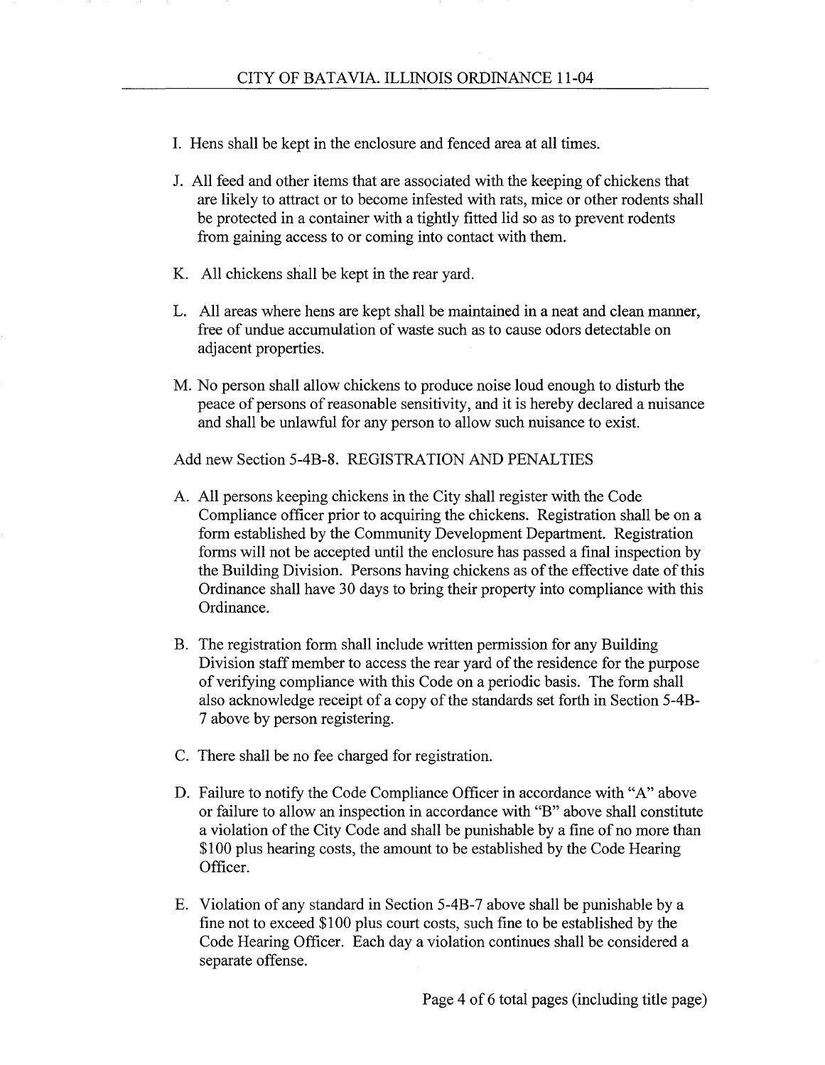I. Hens shall be kept in the enclosure and fenced area at all times.

J. All feed and other items that are associated with the keeping of chickens that are likely to attract or to become infested with rats, mice or other rodents shall be protected in a container with a tightly fitted lid so as to prevent rodents from gaining access to or coming into contact with them.

K. All chickens shall be kept in the rear yard.

L. All areas where hens are kept shall be maintained in a neat and clean manner, free of undue accumulation of waste such as to cause odors detectable on adjacent properties.

M. No person shall allow chickens to produce noise loud enough to disturb the peace of persons of reasonable sensitivity, and it is hereby declared a nuisance and shall be unlawful for any person to allow such nuisance to exist.

Add new Section 5-4B-8. REGISTRATION AND PENALTIES

A. All persons keeping chickens in the City shall register with the Code Compliance officer prior to acquiring the chickens. Registration shall be on a form established by the Community Development Department. Registration forms will not be accepted until the enclosure has passed a final inspection by the Building Division. Persons having chickens as of the effective date of this Ordinance shall have 30 days to bring their property into compliance with this Ordinance.

B. The registration form shall include written permission for any Building Division staff member to access the rear yard of the residence for the purpose of verifying compliance with this Code on a periodic basis. The form shall also acknowledge receipt of a copy of the standards set forth in Section 5-4B-7 above by person registering.

C. There shall be no fee charged for registration.

D. Failure to notify the Code Compliance Officer in accordance with "A" above or failure to allow an inspection in accordance with "B" above shall constitute a violation of the City Code and shall be punishable by a fine of no more than $100 plus hearing costs, the amount to be established by the Code Hearing Officer.

E. Violation of any standard in Section 5-4B-7 above shall be punishable by a fine not to exceed $100 plus court costs, such fine to be established by the Code Hearing Officer. Each day a violation continues shall be considered a separate offense.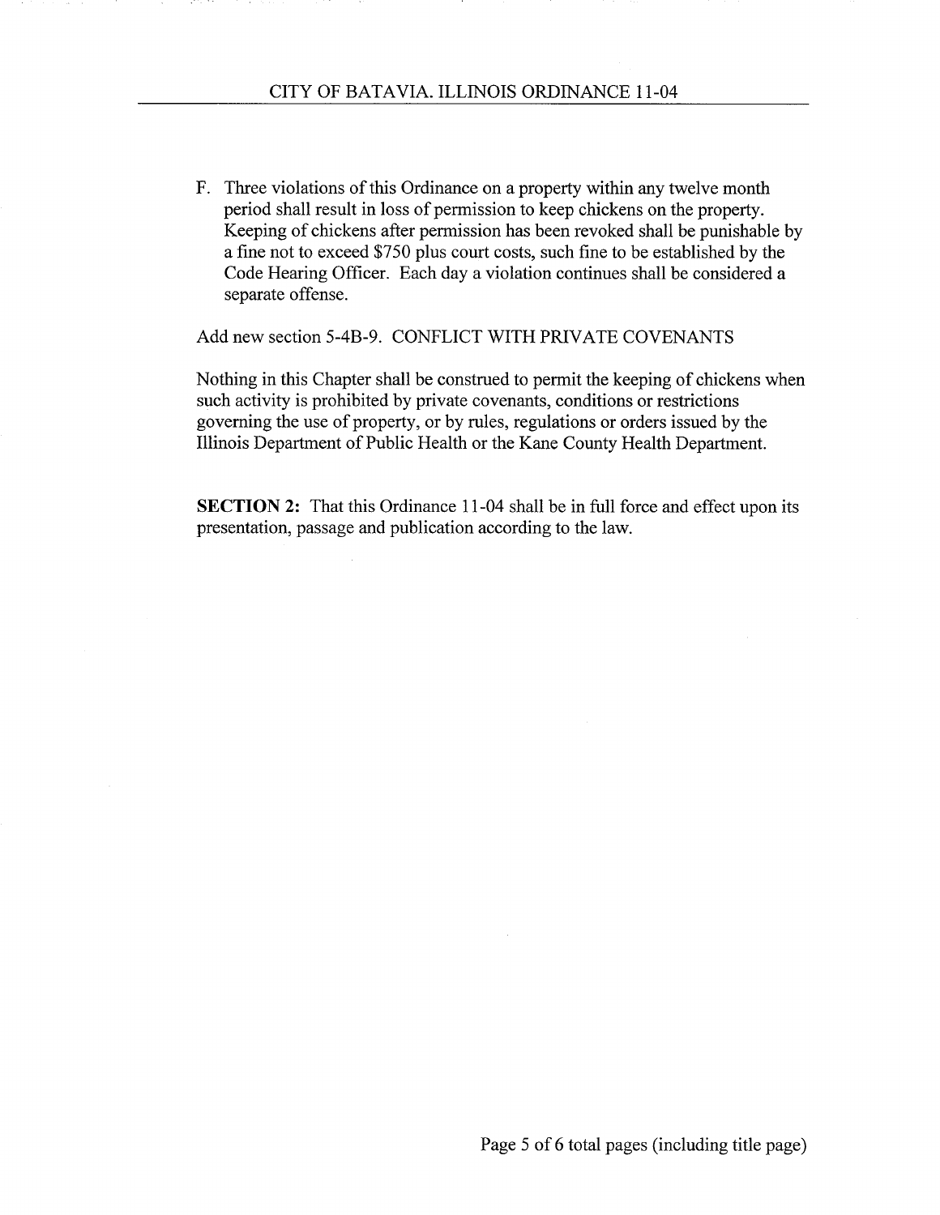F. Three violations of this Ordinance on a property within any twelve month period shall result in loss of permission to keep chickens on the property. Keeping of chickens after permission has been revoked shall be punishable by a fine not to exceed $750 plus court costs, such fine to be established by the Code Hearing Officer. Each day a violation continues shall be considered a separate offense.

Add new section 5-4B-9. CONFLICT WITH PRIVATE COVENANTS

Nothing in this Chapter shall be construed to permit the keeping of chickens when such activity is prohibited by private covenants, conditions or restrictions governing the use of property, or by rules, regulations or orders issued by the Illinois Department of Public Health or the Kane County Health Department.

**SECTION 2:** That this Ordinance 11-04 shall be in full force and effect upon its presentation, passage and publication according to the law.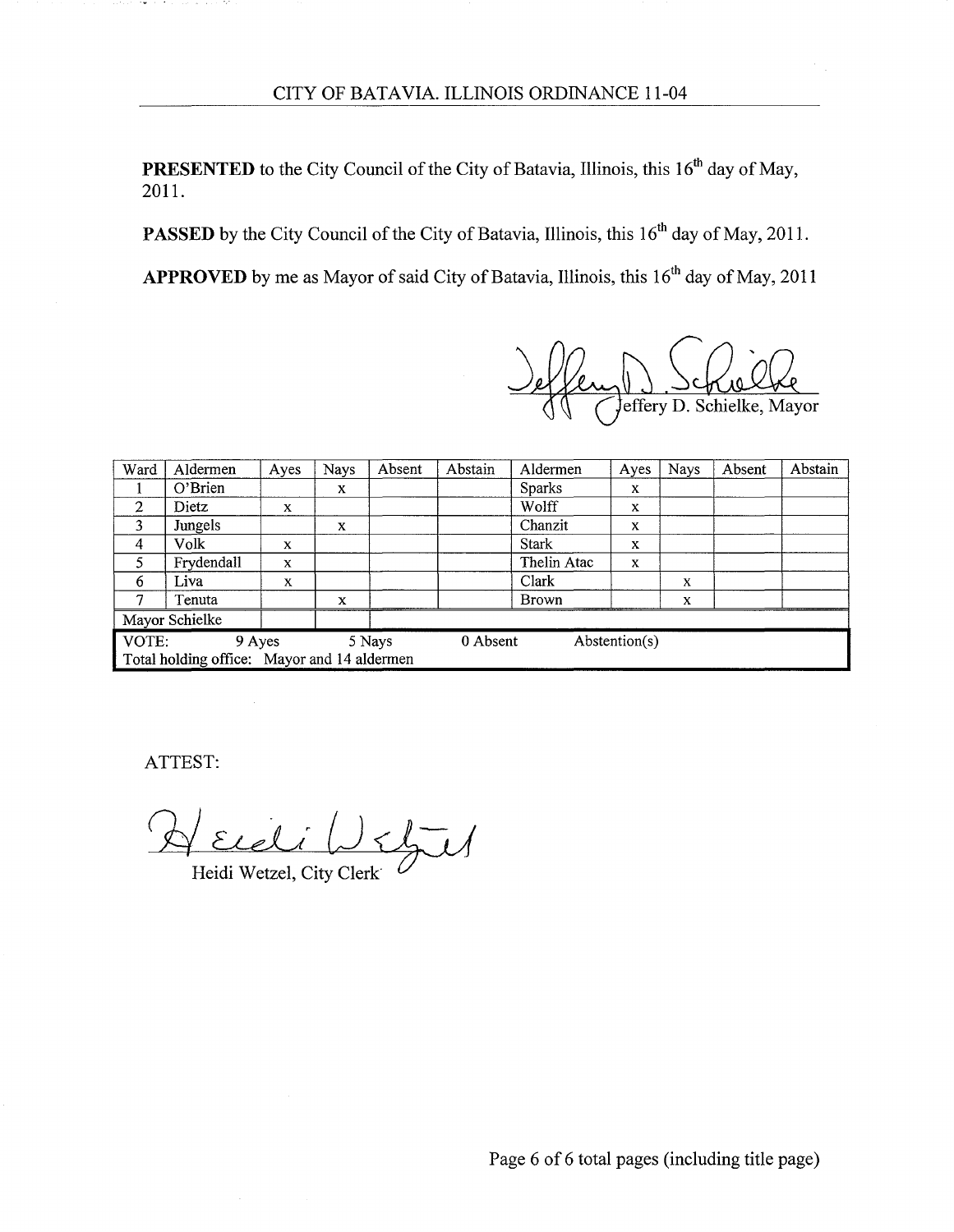CITY OF BATAVIA. ILLINOIS ORDINANCE 11-04

**PRESENTED** to the City Council of the City of Batavia, Illinois, this 16th day of May, 2011.

**PASSED** by the City Council of the City of Batavia, Illinois, this 16th day of May, 2011.

**APPROVED** by me as Mayor of said City of Batavia, Illinois, this 16th day of May, 2011

Jeffery D. Schielke, Mayor

| Ward | Aldermen | Ayes | Nays | Absent | Abstain | Aldermen | Ayes | Nays | Absent | Abstain |
|---|---|---|---|---|---|---|---|---|---|---|
| 1 | O'Brien | | x | | | Sparks | x | | | |
| 2 | Dietz | x | | | | Wolff | x | | | |
| 3 | Jungels | | x | | | Chanzit | x | | | |
| 4 | Volk | x | | | | Stark | x | | | |
| 5 | Frydendall | x | | | | Thelin Atac | x | | | |
| 6 | Liva | x | | | | Clark | | x | | |
| 7 | Tenuta | | x | | | Brown | | x | | |
| Mayor Schielke | | | | | | | | | | |
| VOTE: 9 Ayes | | 5 Nays | | 0 Absent | | Abstention(s) | | | | |
| Total holding office: Mayor and 14 aldermen | | | | | | | | | | |

ATTEST:

Heidi Wetzel, City Clerk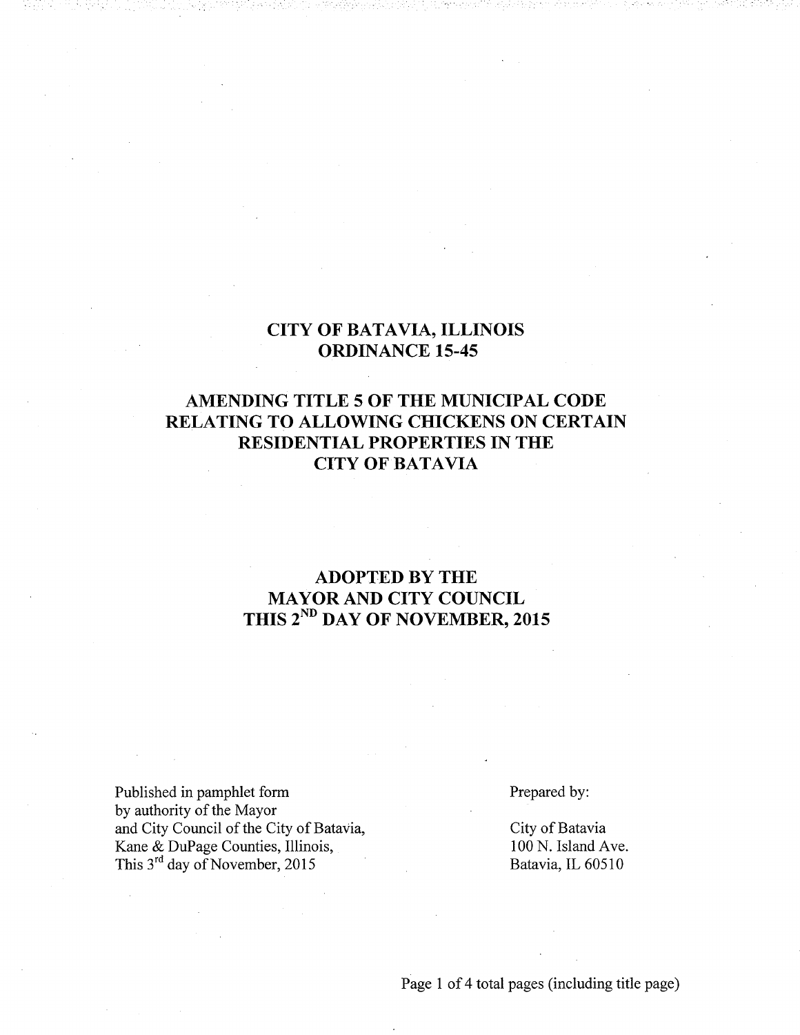# CITY OF BATAVIA, ILLINOIS
# ORDINANCE 15-45

## AMENDING TITLE 5 OF THE MUNICIPAL CODE RELATING TO ALLOWING CHICKENS ON CERTAIN RESIDENTIAL PROPERTIES IN THE CITY OF BATAVIA

## ADOPTED BY THE MAYOR AND CITY COUNCIL THIS 2ND DAY OF NOVEMBER, 2015

Published in pamphlet form
by authority of the Mayor
and City Council of the City of Batavia,
Kane & DuPage Counties, Illinois,
This 3rd day of November, 2015

Prepared by:

City of Batavia
100 N. Island Ave.
Batavia, IL 60510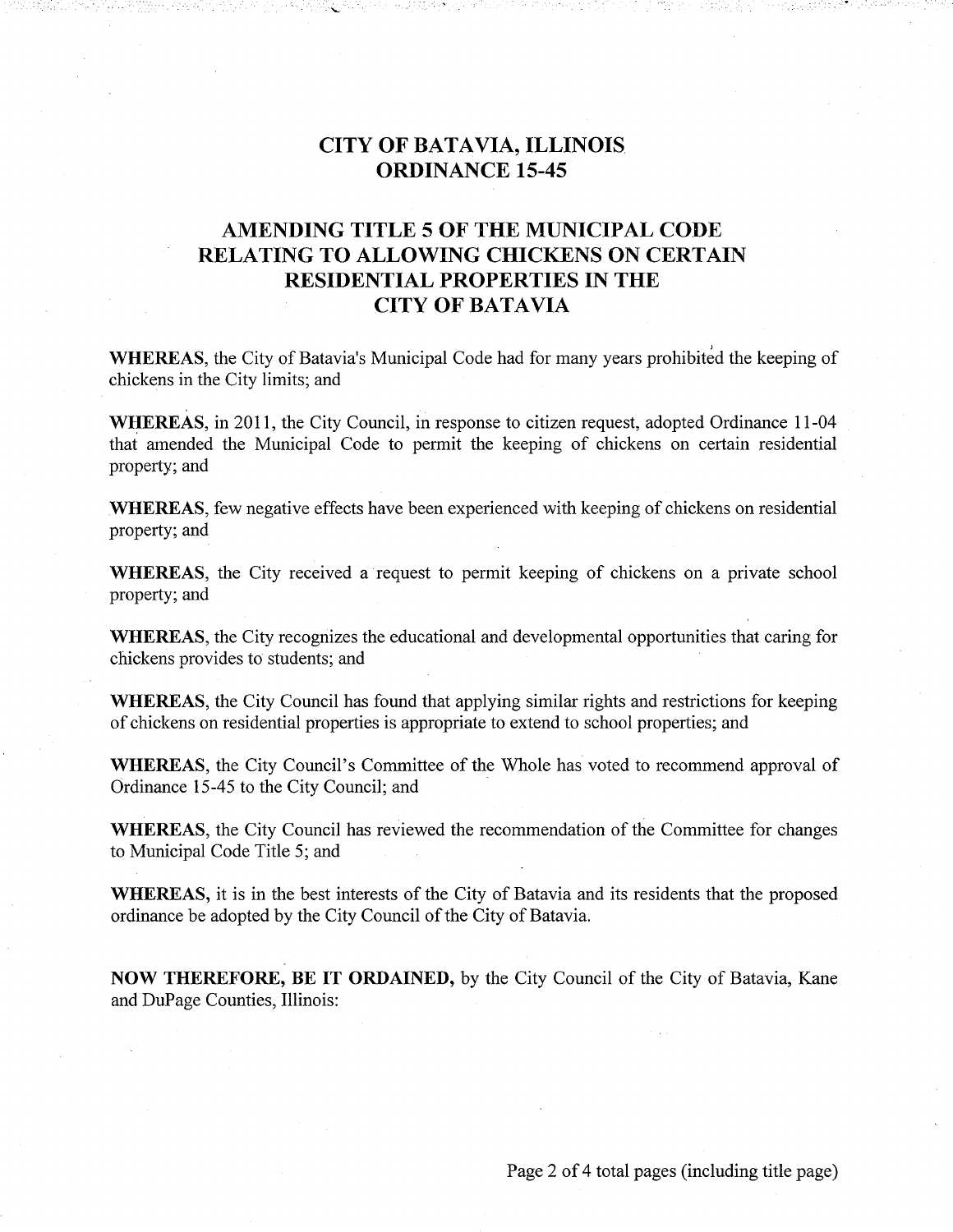# CITY OF BATAVIA, ILLINOIS
# ORDINANCE 15-45

## AMENDING TITLE 5 OF THE MUNICIPAL CODE RELATING TO ALLOWING CHICKENS ON CERTAIN RESIDENTIAL PROPERTIES IN THE CITY OF BATAVIA

**WHEREAS**, the City of Batavia's Municipal Code had for many years prohibited the keeping of chickens in the City limits; and

**WHEREAS**, in 2011, the City Council, in response to citizen request, adopted Ordinance 11-04 that amended the Municipal Code to permit the keeping of chickens on certain residential property; and

**WHEREAS**, few negative effects have been experienced with keeping of chickens on residential property; and

**WHEREAS**, the City received a request to permit keeping of chickens on a private school property; and

**WHEREAS**, the City recognizes the educational and developmental opportunities that caring for chickens provides to students; and

**WHEREAS**, the City Council has found that applying similar rights and restrictions for keeping of chickens on residential properties is appropriate to extend to school properties; and

**WHEREAS**, the City Council's Committee of the Whole has voted to recommend approval of Ordinance 15-45 to the City Council; and

**WHEREAS**, the City Council has reviewed the recommendation of the Committee for changes to Municipal Code Title 5; and

**WHEREAS**, it is in the best interests of the City of Batavia and its residents that the proposed ordinance be adopted by the City Council of the City of Batavia.

**NOW THEREFORE, BE IT ORDAINED,** by the City Council of the City of Batavia, Kane and DuPage Counties, Illinois: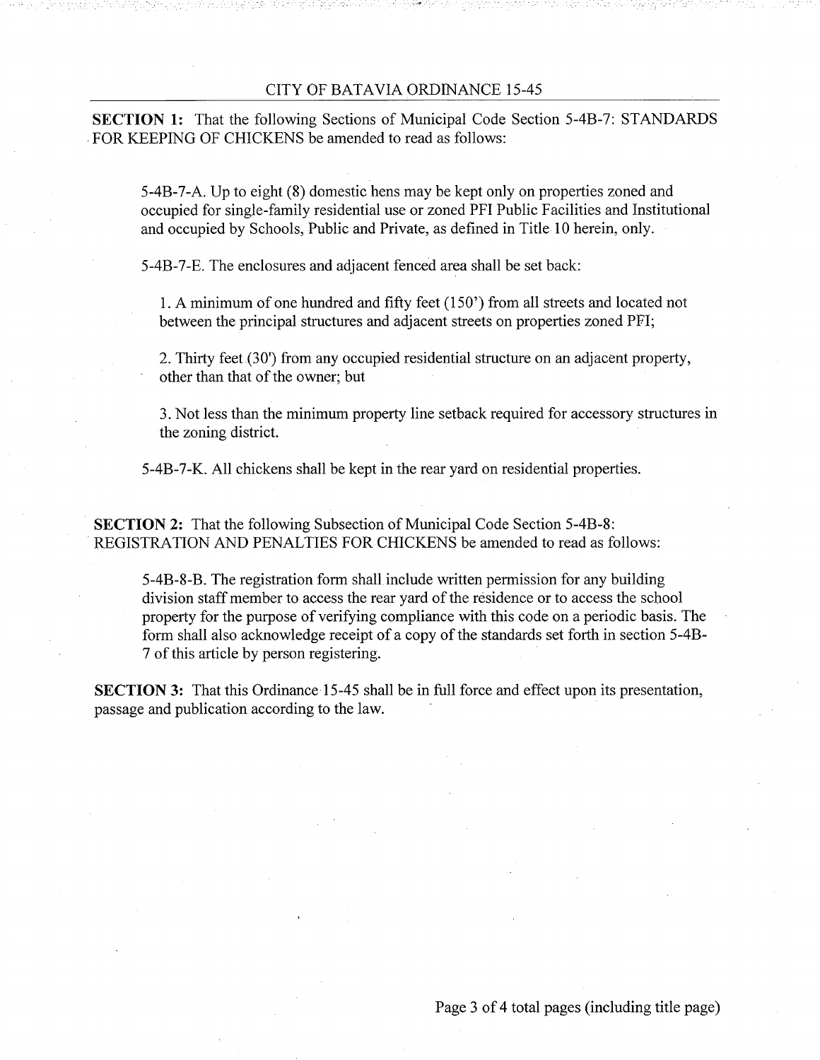CITY OF BATAVIA ORDINANCE 15-45

**SECTION 1:** That the following Sections of Municipal Code Section 5-4B-7: STANDARDS FOR KEEPING OF CHICKENS be amended to read as follows:

> 5-4B-7-A. Up to eight (8) domestic hens may be kept only on properties zoned and occupied for single-family residential use or zoned PFI Public Facilities and Institutional and occupied by Schools, Public and Private, as defined in Title 10 herein, only.
>
> 5-4B-7-E. The enclosures and adjacent fenced area shall be set back:
>
> > 1. A minimum of one hundred and fifty feet (150') from all streets and located not between the principal structures and adjacent streets on properties zoned PFI;
> >
> > 2. Thirty feet (30') from any occupied residential structure on an adjacent property, other than that of the owner; but
> >
> > 3. Not less than the minimum property line setback required for accessory structures in the zoning district.
>
> 5-4B-7-K. All chickens shall be kept in the rear yard on residential properties.

**SECTION 2:** That the following Subsection of Municipal Code Section 5-4B-8: REGISTRATION AND PENALTIES FOR CHICKENS be amended to read as follows:

> 5-4B-8-B. The registration form shall include written permission for any building division staff member to access the rear yard of the residence or to access the school property for the purpose of verifying compliance with this code on a periodic basis. The form shall also acknowledge receipt of a copy of the standards set forth in section 5-4B-7 of this article by person registering.

**SECTION 3:** That this Ordinance 15-45 shall be in full force and effect upon its presentation, passage and publication according to the law.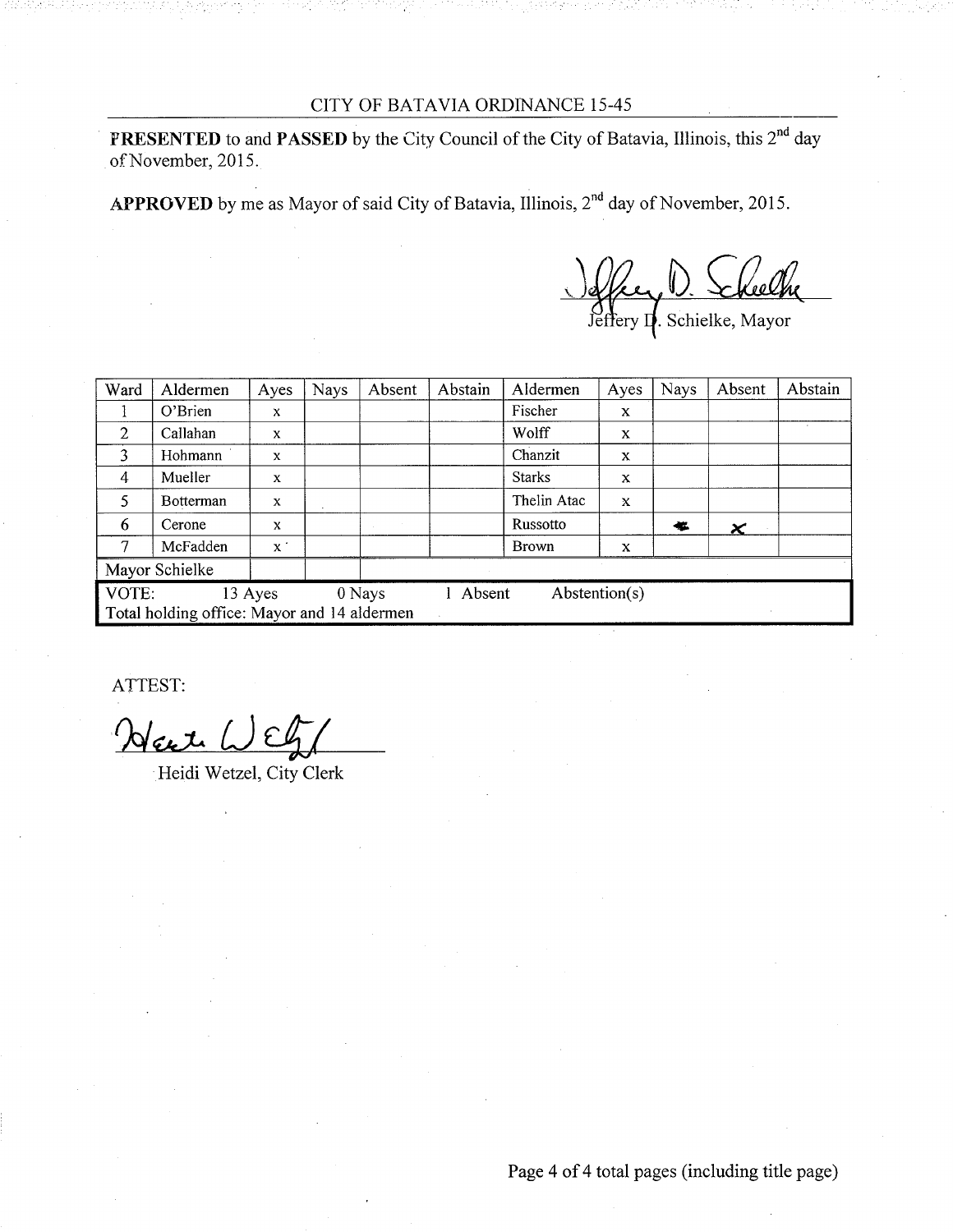**PRESENTED** to and **PASSED** by the City Council of the City of Batavia, Illinois, this 2nd day of November, 2015.

**APPROVED** by me as Mayor of said City of Batavia, Illinois, 2nd day of November, 2015.

Jeffery D. Schielke, Mayor

| Ward | Aldermen | Ayes | Nays | Absent | Abstain | Aldermen | Ayes | Nays | Absent | Abstain |
|---|---|---|---|---|---|---|---|---|---|---|
| 1 | O'Brien | x | | | | Fischer | x | | | |
| 2 | Callahan | x | | | | Wolff | x | | | |
| 3 | Hohmann | x | | | | Chanzit | x | | | |
| 4 | Mueller | x | | | | Starks | x | | | |
| 5 | Botterman | x | | | | Thelin Atac | x | | | |
| 6 | Cerone | x | | | | Russotto | | | x | |
| 7 | McFadden | x | | | | Brown | x | | | |
| Mayor Schielke | | | | | | | | | | |
| VOTE: 13 Ayes 0 Nays 1 Absent Abstention(s) | | | | | | | | | | |
| Total holding office: Mayor and 14 aldermen | | | | | | | | | | |

ATTEST:

Heidi Wetzel, City Clerk